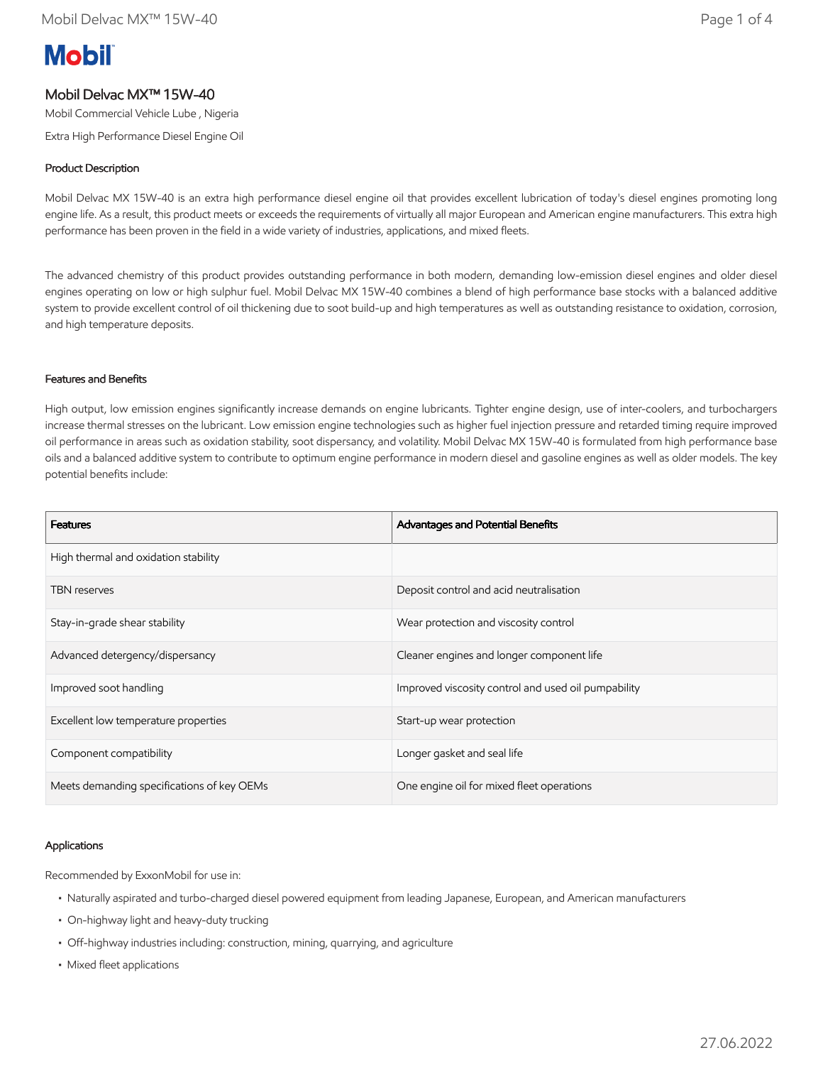Mobil

# Mobil Delvac MX™ 15W-40

Mobil Commercial Vehicle Lube , Nigeria

Extra High Performance Diesel Engine Oil

## Product Description

Mobil Delvac MX 15W-40 is an extra high performance diesel engine oil that provides excellent lubrication of today's diesel engines promoting long engine life. As a result, this product meets or exceeds the requirements of virtually all major European and American engine manufacturers. This extra high performance has been proven in the field in a wide variety of industries, applications, and mixed fleets.

The advanced chemistry of this product provides outstanding performance in both modern, demanding low-emission diesel engines and older diesel engines operating on low or high sulphur fuel. Mobil Delvac MX 15W-40 combines a blend of high performance base stocks with a balanced additive system to provide excellent control of oil thickening due to soot build-up and high temperatures as well as outstanding resistance to oxidation, corrosion, and high temperature deposits.

## Features and Benefits

High output, low emission engines significantly increase demands on engine lubricants. Tighter engine design, use of inter-coolers, and turbochargers increase thermal stresses on the lubricant. Low emission engine technologies such as higher fuel injection pressure and retarded timing require improved oil performance in areas such as oxidation stability, soot dispersancy, and volatility. Mobil Delvac MX 15W-40 is formulated from high performance base oils and a balanced additive system to contribute to optimum engine performance in modern diesel and gasoline engines as well as older models. The key potential benefits include:

| Features | Advantages and Potential Benefits |
|---|---|
| High thermal and oxidation stability | |
| TBN reserves | Deposit control and acid neutralisation |
| Stay-in-grade shear stability | Wear protection and viscosity control |
| Advanced detergency/dispersancy | Cleaner engines and longer component life |
| Improved soot handling | Improved viscosity control and used oil pumpability |
| Excellent low temperature properties | Start-up wear protection |
| Component compatibility | Longer gasket and seal life |
| Meets demanding specifications of key OEMs | One engine oil for mixed fleet operations |

## Applications

Recommended by ExxonMobil for use in:

- Naturally aspirated and turbo-charged diesel powered equipment from leading Japanese, European, and American manufacturers
- On-highway light and heavy-duty trucking
- Off-highway industries including: construction, mining, quarrying, and agriculture
- Mixed fleet applications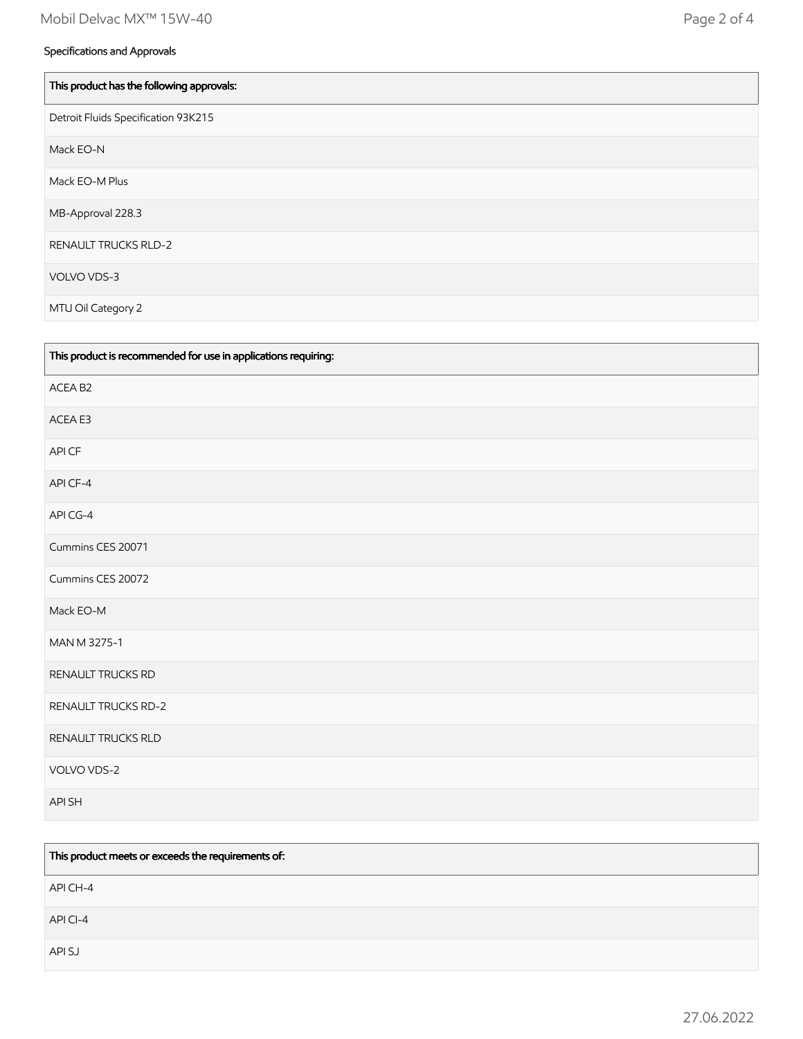### Specifications and Approvals

| This product has the following approvals: |
| --- |
| Detroit Fluids Specification 93K215 |
| Mack EO-N |
| Mack EO-M Plus |
| MB-Approval 228.3 |
| RENAULT TRUCKS RLD-2 |
| VOLVO VDS-3 |
| MTU Oil Category 2 |

| This product is recommended for use in applications requiring: |
| --- |
| ACEA B2 |
| ACEA E3 |
| API CF |
| API CF-4 |
| API CG-4 |
| Cummins CES 20071 |
| Cummins CES 20072 |
| Mack EO-M |
| MAN M 3275-1 |
| RENAULT TRUCKS RD |
| RENAULT TRUCKS RD-2 |
| RENAULT TRUCKS RLD |
| VOLVO VDS-2 |
| API SH |

| This product meets or exceeds the requirements of: |
| --- |
| API CH-4 |
| API CI-4 |
| API SJ |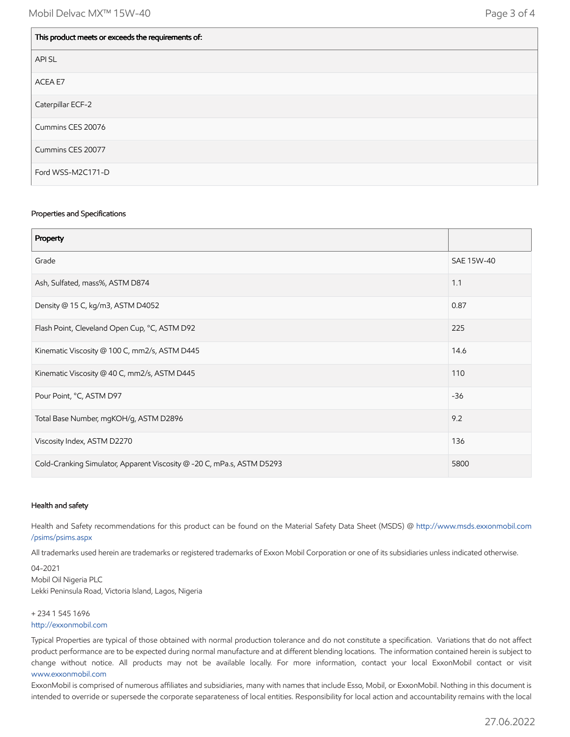| This product meets or exceeds the requirements of: |
| --- |
| API SL |
| ACEA E7 |
| Caterpillar ECF-2 |
| Cummins CES 20076 |
| Cummins CES 20077 |
| Ford WSS-M2C171-D |

### Properties and Specifications

| Property | |
| --- | --- |
| Grade | SAE 15W-40 |
| Ash, Sulfated, mass%, ASTM D874 | 1.1 |
| Density @ 15 C, kg/m3, ASTM D4052 | 0.87 |
| Flash Point, Cleveland Open Cup, °C, ASTM D92 | 225 |
| Kinematic Viscosity @ 100 C, mm2/s, ASTM D445 | 14.6 |
| Kinematic Viscosity @ 40 C, mm2/s, ASTM D445 | 110 |
| Pour Point, °C, ASTM D97 | -36 |
| Total Base Number, mgKOH/g, ASTM D2896 | 9.2 |
| Viscosity Index, ASTM D2270 | 136 |
| Cold-Cranking Simulator, Apparent Viscosity @ -20 C, mPa.s, ASTM D5293 | 5800 |

### Health and safety

Health and Safety recommendations for this product can be found on the Material Safety Data Sheet (MSDS) @ http://www.msds.exxonmobil.com/psims/psims.aspx

All trademarks used herein are trademarks or registered trademarks of Exxon Mobil Corporation or one of its subsidiaries unless indicated otherwise.

04-2021
Mobil Oil Nigeria PLC
Lekki Peninsula Road, Victoria Island, Lagos, Nigeria

+ 234 1 545 1696
http://exxonmobil.com

Typical Properties are typical of those obtained with normal production tolerance and do not constitute a specification. Variations that do not affect product performance are to be expected during normal manufacture and at different blending locations. The information contained herein is subject to change without notice. All products may not be available locally. For more information, contact your local ExxonMobil contact or visit www.exxonmobil.com

ExxonMobil is comprised of numerous affiliates and subsidiaries, many with names that include Esso, Mobil, or ExxonMobil. Nothing in this document is intended to override or supersede the corporate separateness of local entities. Responsibility for local action and accountability remains with the local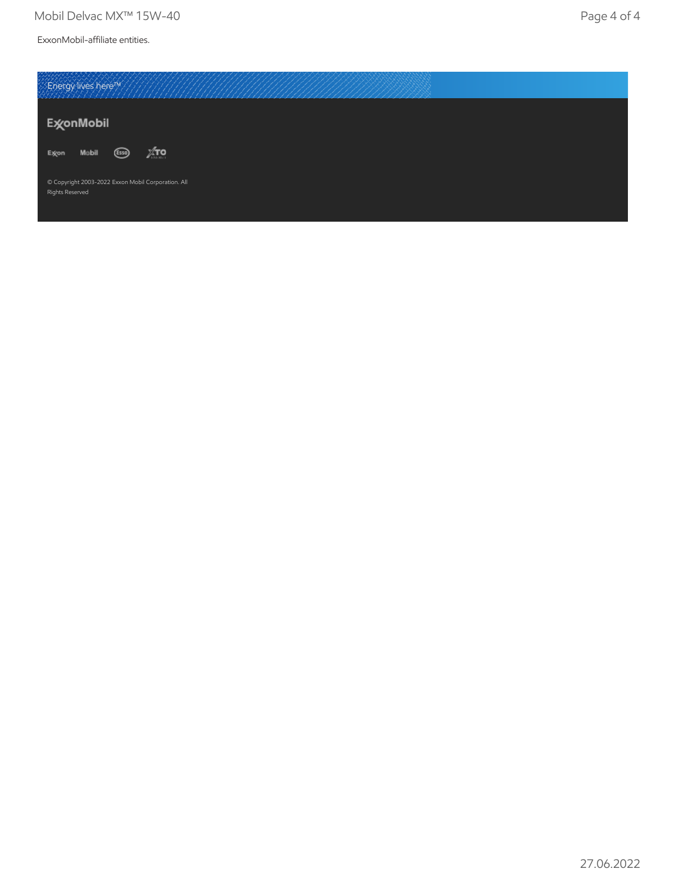ExxonMobil-affiliate entities.

Energy lives here™

ExxonMobil

Exxon Mobil Esso XTO

© Copyright 2003-2022 Exxon Mobil Corporation. All Rights Reserved